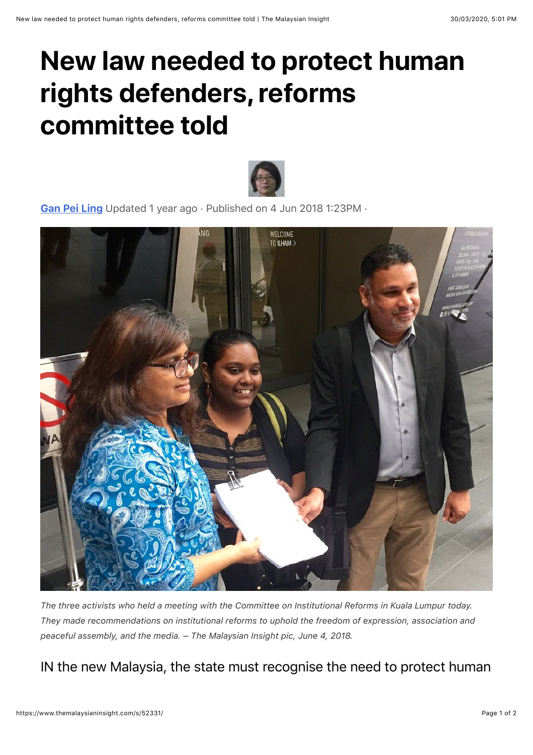# New law needed to protect human rights defenders, reforms committee told

Gan Pei Ling Updated 1 year ago · Published on 4 Jun 2018 1:23PM ·

*The three activists who held a meeting with the Committee on Institutional Reforms in Kuala Lumpur today. They made recommendations on institutional reforms to uphold the freedom of expression, association and peaceful assembly, and the media. – The Malaysian Insight pic, June 4, 2018.*

IN the new Malaysia, the state must recognise the need to protect human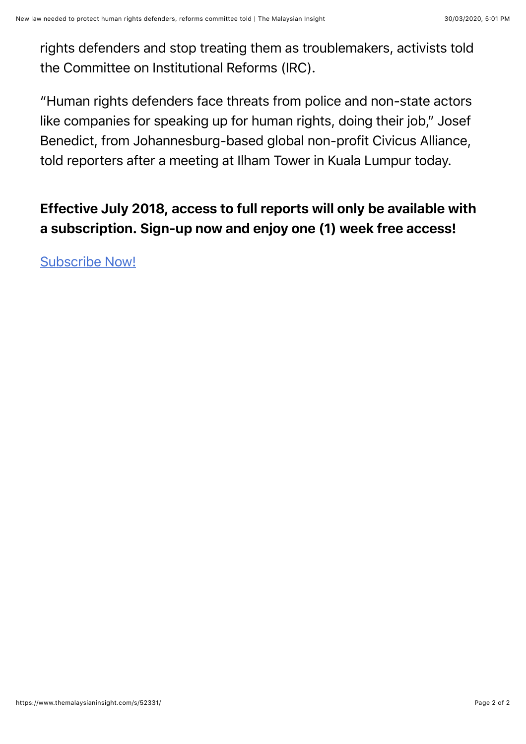rights defenders and stop treating them as troublemakers, activists told the Committee on Institutional Reforms (IRC).

"Human rights defenders face threats from police and non-state actors like companies for speaking up for human rights, doing their job," Josef Benedict, from Johannesburg-based global non-profit Civicus Alliance, told reporters after a meeting at Ilham Tower in Kuala Lumpur today.

**Effective July 2018, access to full reports will only be available with a subscription. Sign-up now and enjoy one (1) week free access!**

Subscribe Now!